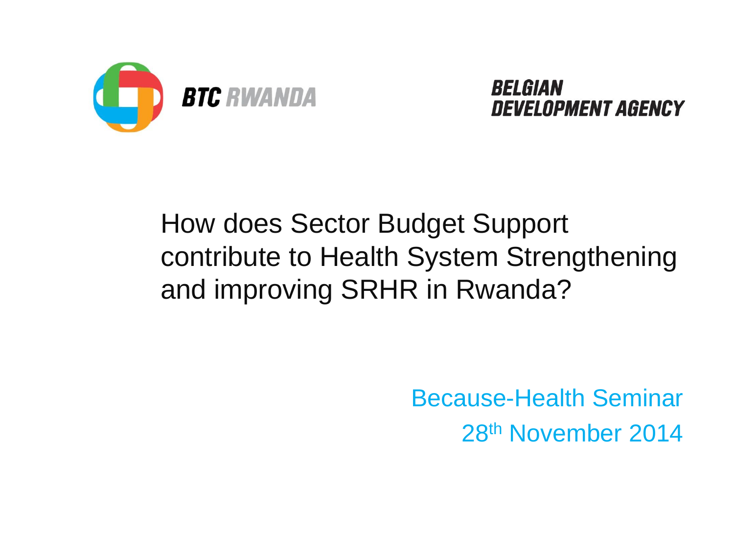**BTC RWANDA**

**BELGIAN DEVELOPMENT AGENCY**

# How does Sector Budget Support contribute to Health System Strengthening and improving SRHR in Rwanda?

Because-Health Seminar

28th November 2014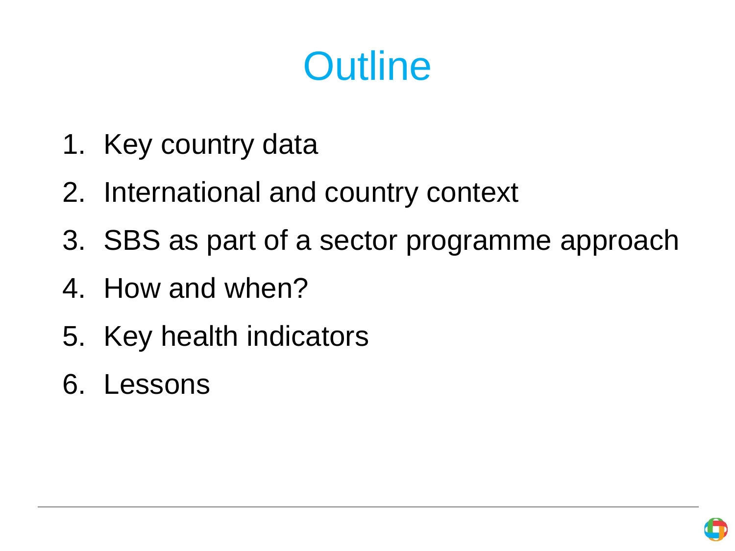# Outline

1. Key country data
2. International and country context
3. SBS as part of a sector programme approach
4. How and when?
5. Key health indicators
6. Lessons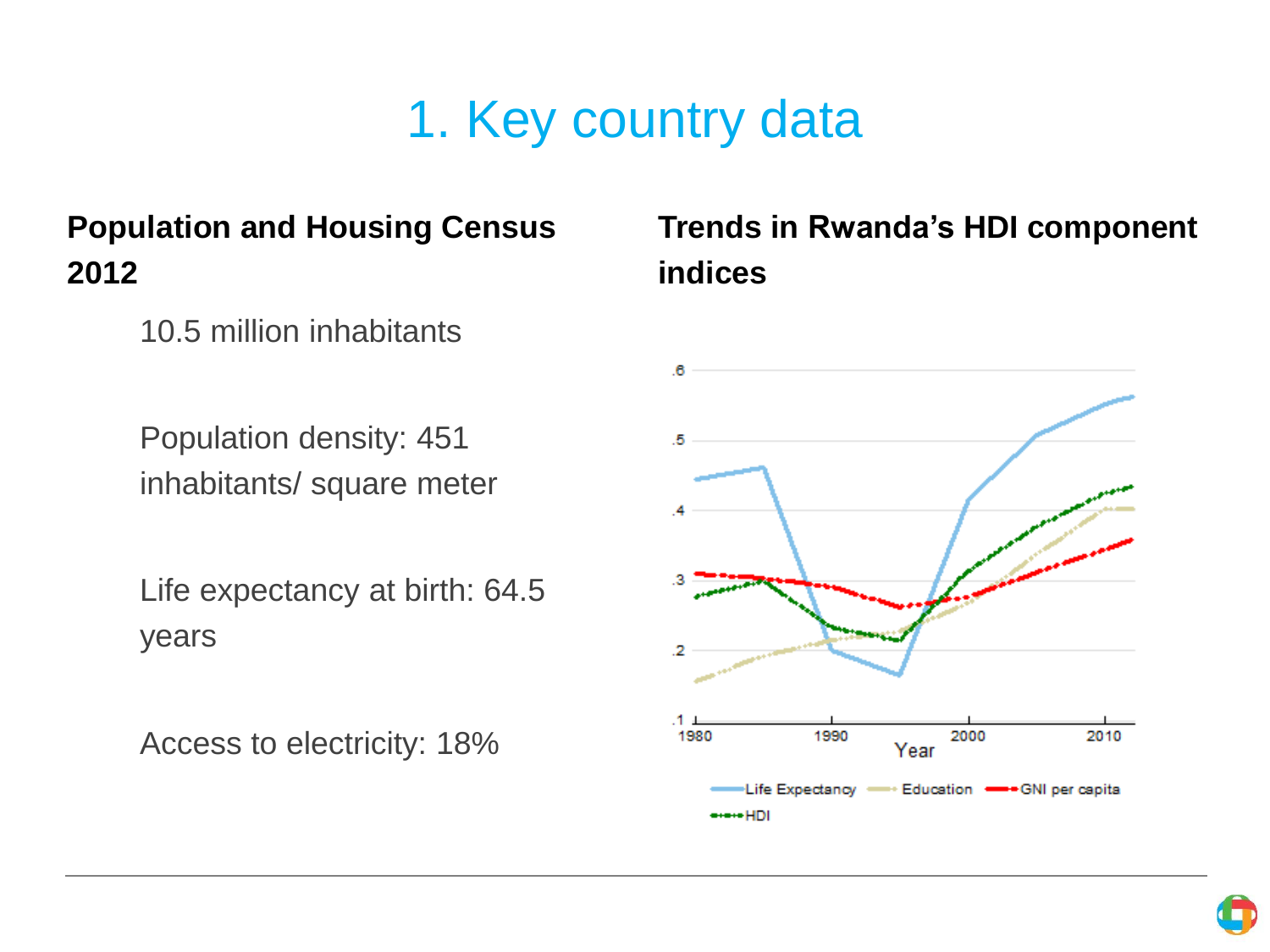# 1. Key country data

## Population and Housing Census 2012

10.5 million inhabitants

Population density: 451 inhabitants/ square meter

Life expectancy at birth: 64.5 years

Access to electricity: 18%

## Trends in Rwanda's HDI component indices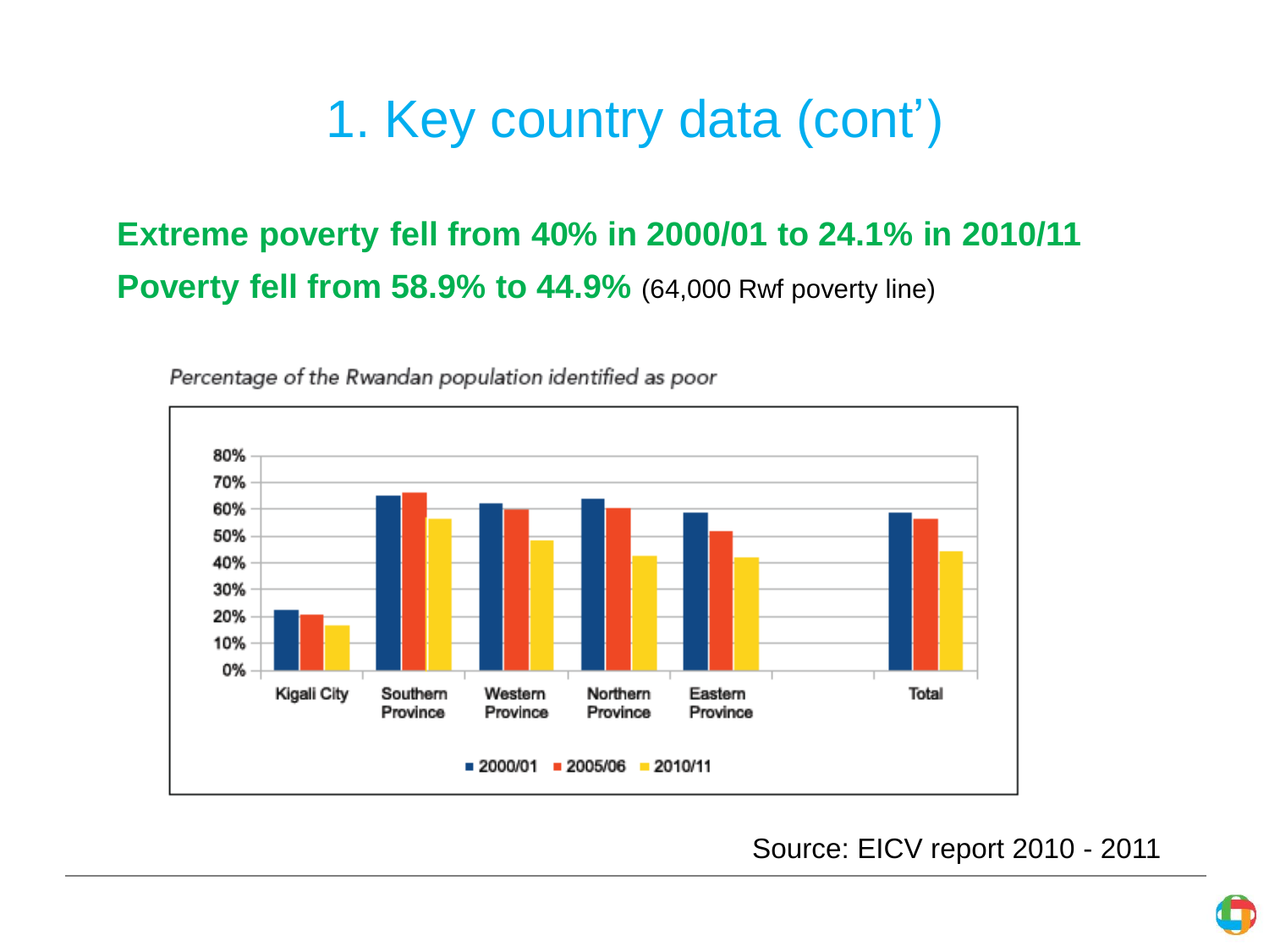# 1. Key country data (cont')

**Extreme poverty fell from 40% in 2000/01 to 24.1% in 2010/11**

**Poverty fell from 58.9% to 44.9%** (64,000 Rwf poverty line)

*Percentage of the Rwandan population identified as poor*

80%
70%
60%
50%
40%
30%
20%
10%
0%

Kigali City | Southern Province | Western Province | Northern Province | Eastern Province | Total

■ 2000/01 ■ 2005/06 ■ 2010/11

Source: EICV report 2010 - 2011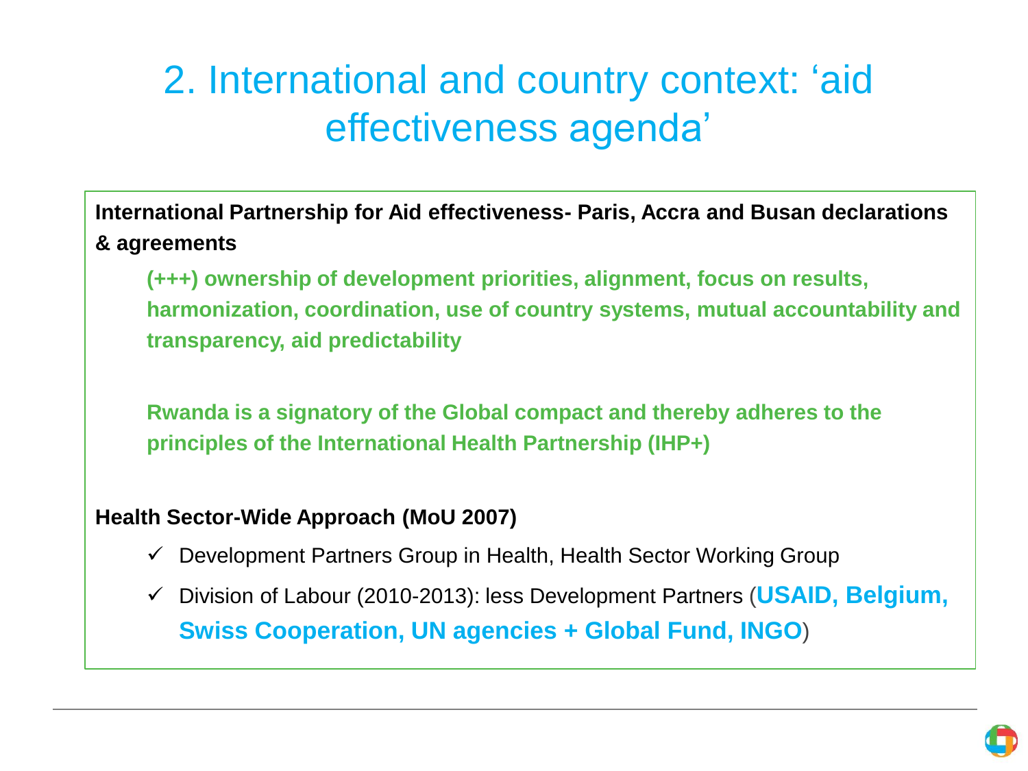# 2. International and country context: 'aid effectiveness agenda'

**International Partnership for Aid effectiveness- Paris, Accra and Busan declarations & agreements**

**(+++) ownership of development priorities, alignment, focus on results, harmonization, coordination, use of country systems, mutual accountability and transparency, aid predictability**

**Rwanda is a signatory of the Global compact and thereby adheres to the principles of the International Health Partnership (IHP+)**

**Health Sector-Wide Approach (MoU 2007)**

- ✓ Development Partners Group in Health, Health Sector Working Group
- ✓ Division of Labour (2010-2013): less Development Partners (**USAID, Belgium, Swiss Cooperation, UN agencies + Global Fund, INGO**)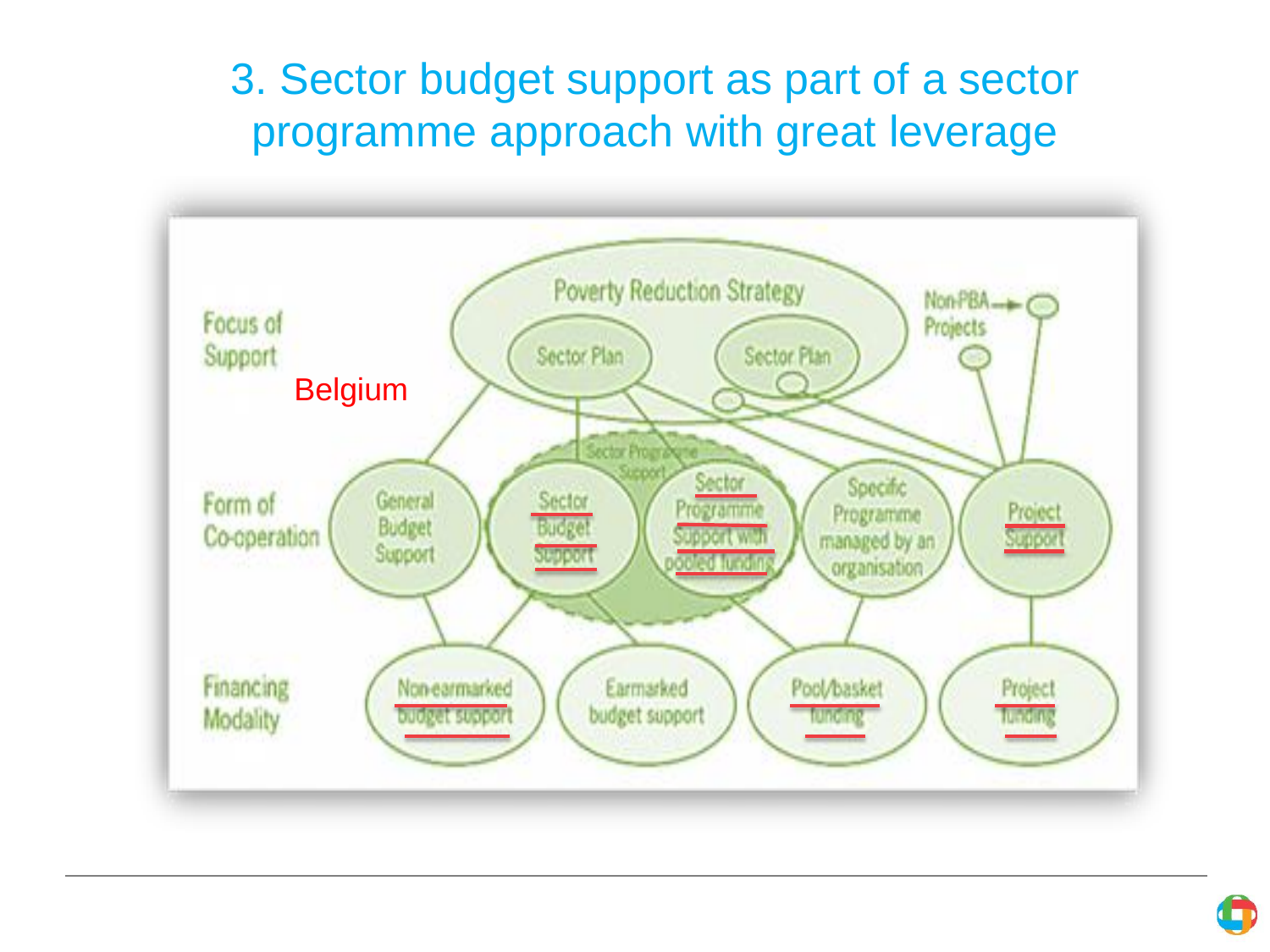# 3. Sector budget support as part of a sector programme approach with great leverage

Focus of Support

Belgium

Poverty Reduction Strategy

Sector Plan

Sector Plan

Non-PBA Projects

Sector Programme Support

Form of Co-operation

General Budget Support

Sector Budget Support

Sector Programme Support with pooled funding

Specific Programme managed by an organisation

Project Support

Financing Modality

Non-earmarked budget support

Earmarked budget support

Pool/basket funding

Project funding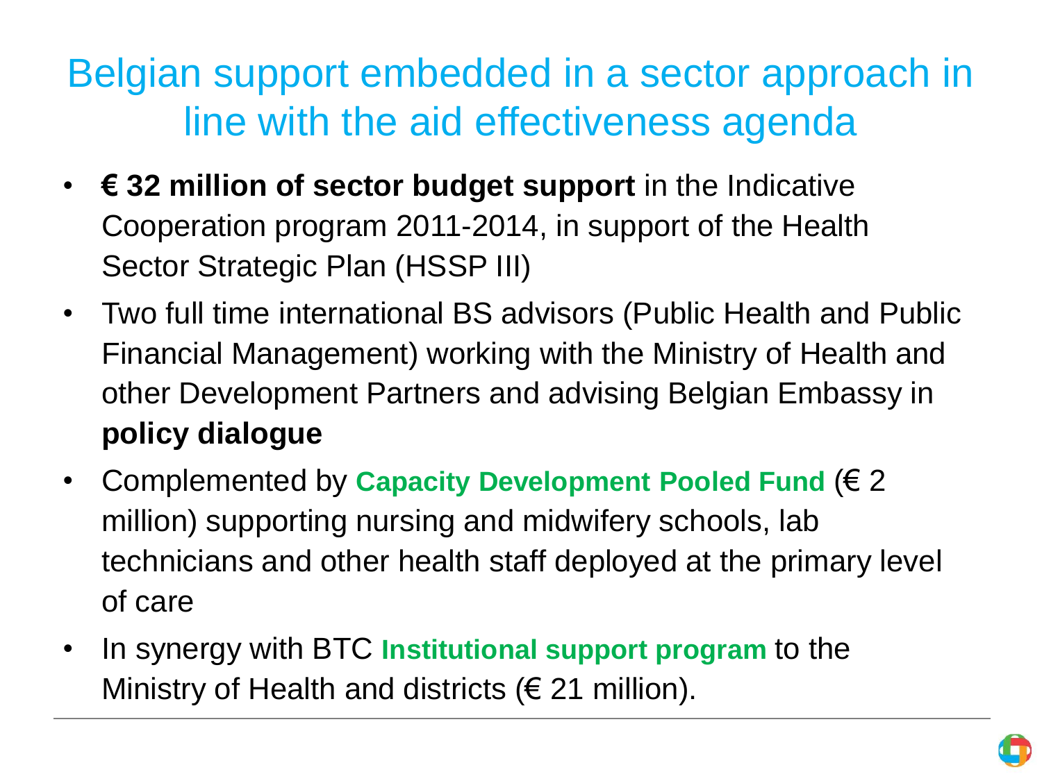# Belgian support embedded in a sector approach in line with the aid effectiveness agenda

- **€ 32 million of sector budget support** in the Indicative Cooperation program 2011-2014, in support of the Health Sector Strategic Plan (HSSP III)
- Two full time international BS advisors (Public Health and Public Financial Management) working with the Ministry of Health and other Development Partners and advising Belgian Embassy in **policy dialogue**
- Complemented by **Capacity Development Pooled Fund** (€ 2 million) supporting nursing and midwifery schools, lab technicians and other health staff deployed at the primary level of care
- In synergy with BTC **Institutional support program** to the Ministry of Health and districts (€ 21 million).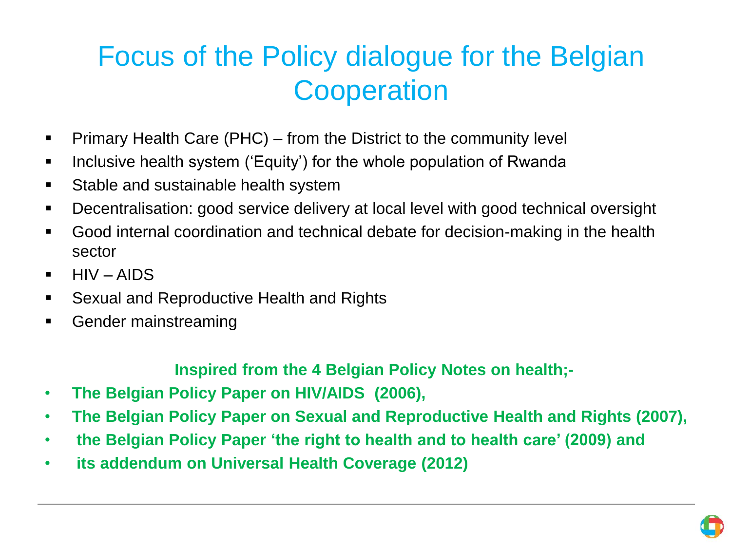# Focus of the Policy dialogue for the Belgian Cooperation

- Primary Health Care (PHC) – from the District to the community level
- Inclusive health system ('Equity') for the whole population of Rwanda
- Stable and sustainable health system
- Decentralisation: good service delivery at local level with good technical oversight
- Good internal coordination and technical debate for decision-making in the health sector
- HIV – AIDS
- Sexual and Reproductive Health and Rights
- Gender mainstreaming

**Inspired from the 4 Belgian Policy Notes on health;-**

- **The Belgian Policy Paper on HIV/AIDS (2006),**
- **The Belgian Policy Paper on Sexual and Reproductive Health and Rights (2007),**
- **the Belgian Policy Paper 'the right to health and to health care' (2009) and**
- **its addendum on Universal Health Coverage (2012)**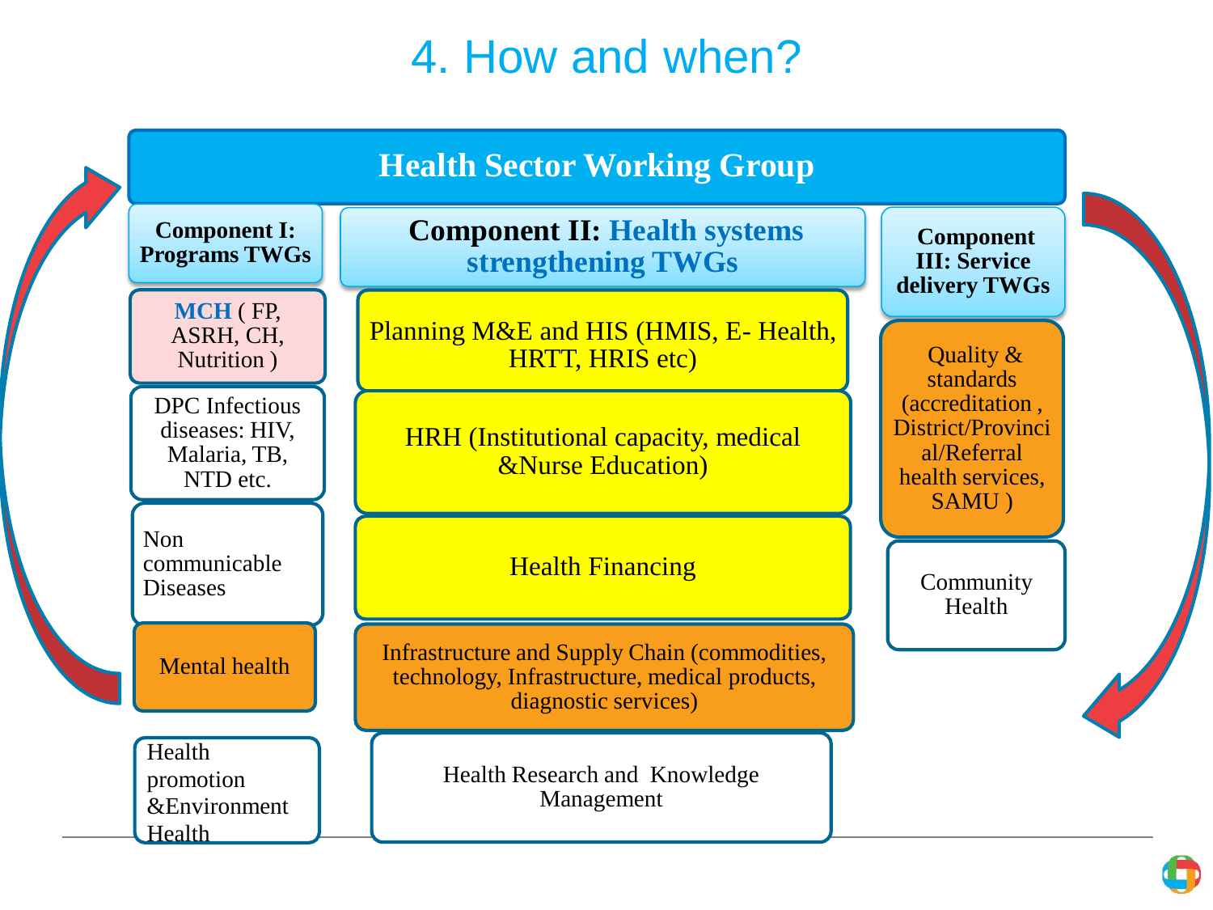# 4. How and when?

## Health Sector Working Group

### Component I: Programs TWGs

- **MCH** ( FP, ASRH, CH, Nutrition )
- DPC Infectious diseases: HIV, Malaria, TB, NTD etc.
- Non communicable Diseases
- Mental health
- Health promotion &Environment Health

### Component II: Health systems strengthening TWGs

- Planning M&E and HIS (HMIS, E- Health, HRTT, HRIS etc)
- HRH (Institutional capacity, medical &Nurse Education)
- Health Financing
- Infrastructure and Supply Chain (commodities, technology, Infrastructure, medical products, diagnostic services)
- Health Research and Knowledge Management

### Component III: Service delivery TWGs

- Quality & standards (accreditation , District/Provincial/Referral health services, SAMU )
- Community Health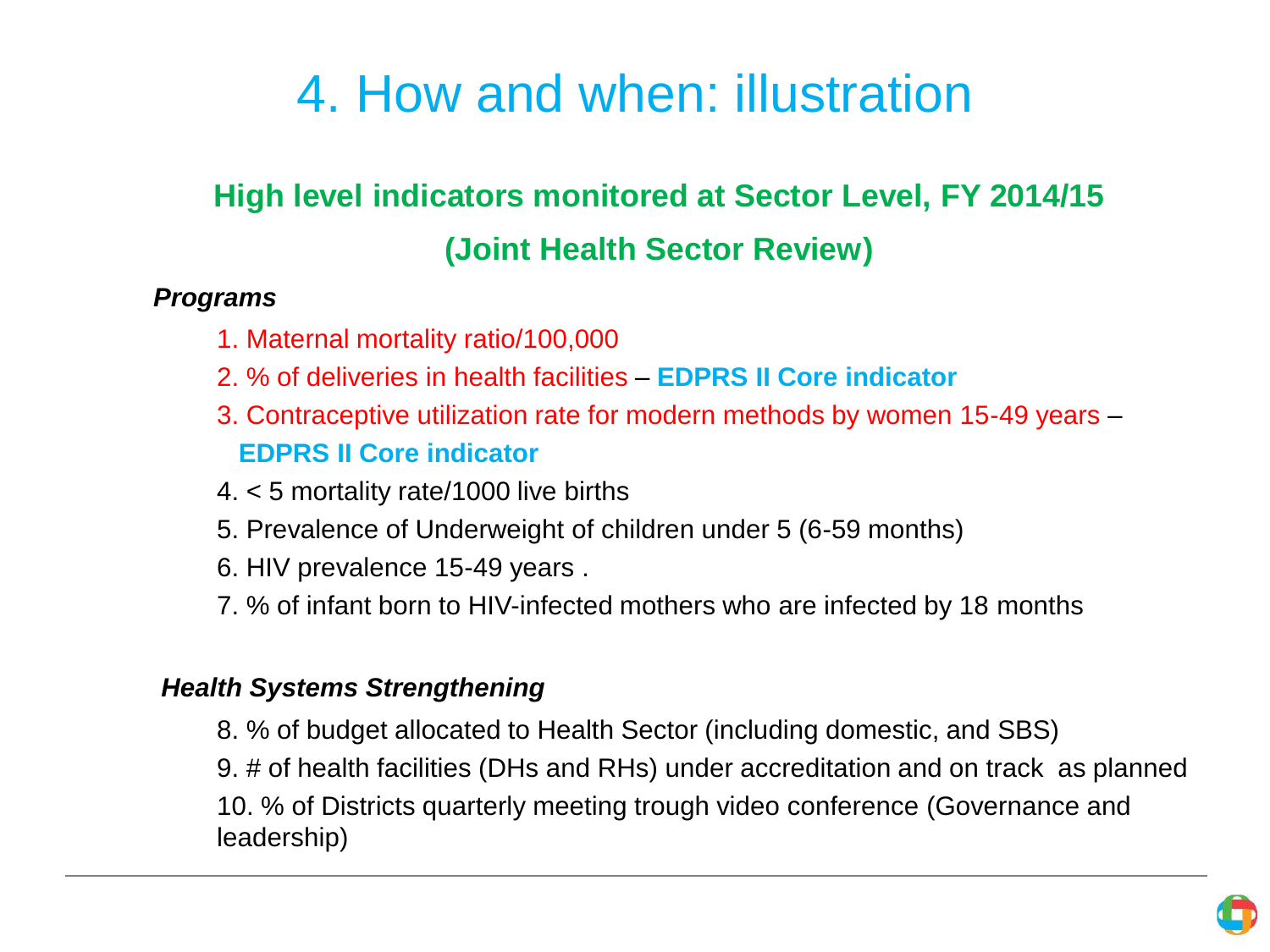# 4. How and when: illustration

## High level indicators monitored at Sector Level, FY 2014/15

## (Joint Health Sector Review)

***Programs***

1. Maternal mortality ratio/100,000
2. % of deliveries in health facilities – **EDPRS II Core indicator**
3. Contraceptive utilization rate for modern methods by women 15-49 years – **EDPRS II Core indicator**
4. < 5 mortality rate/1000 live births
5. Prevalence of Underweight of children under 5 (6-59 months)
6. HIV prevalence 15-49 years .
7. % of infant born to HIV-infected mothers who are infected by 18 months

***Health Systems Strengthening***

8. % of budget allocated to Health Sector (including domestic, and SBS)
9. # of health facilities (DHs and RHs) under accreditation and on track as planned
10. % of Districts quarterly meeting trough video conference (Governance and leadership)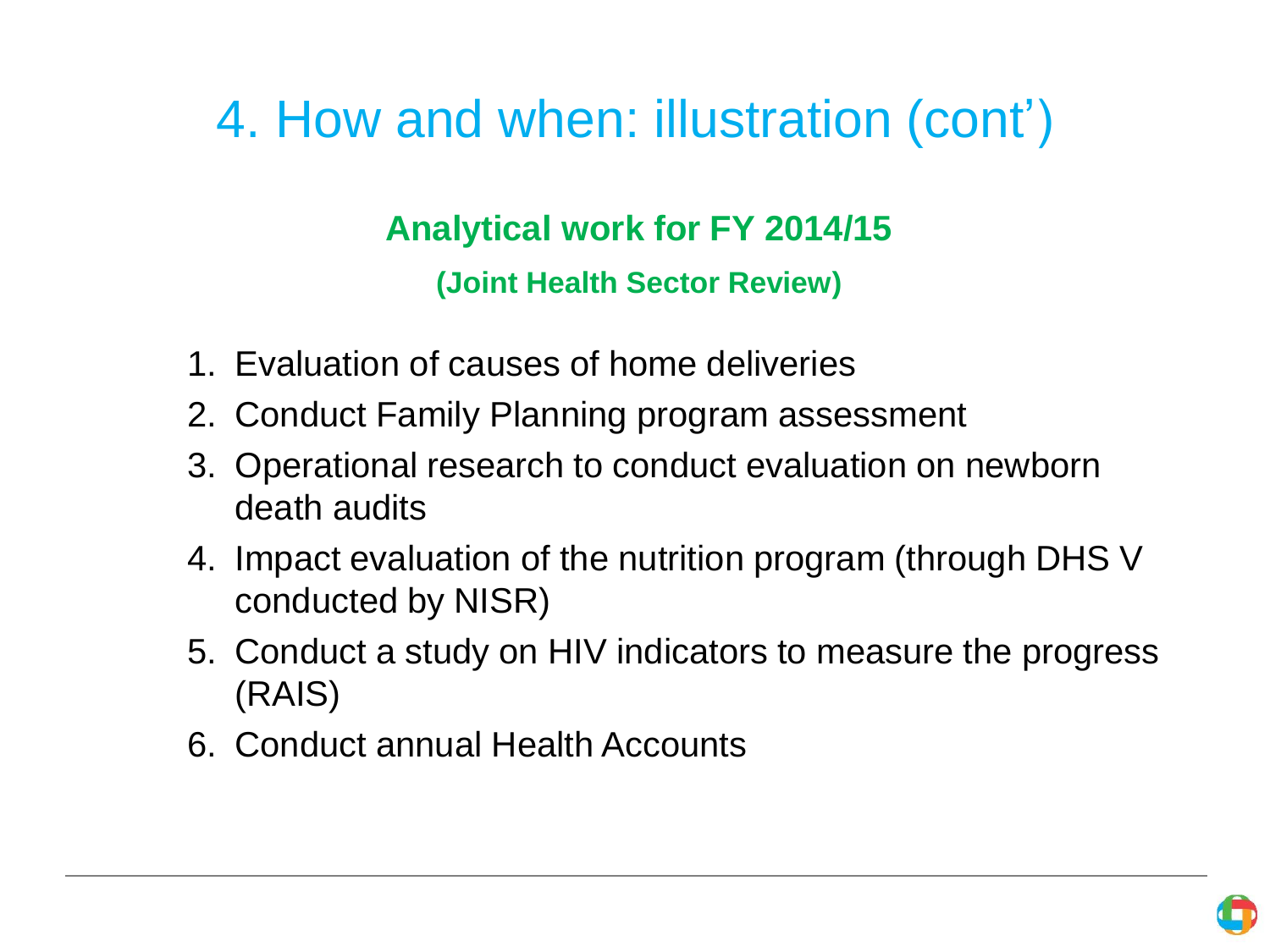# 4. How and when: illustration (cont')

**Analytical work for FY 2014/15**

**(Joint Health Sector Review)**

1. Evaluation of causes of home deliveries
2. Conduct Family Planning program assessment
3. Operational research to conduct evaluation on newborn death audits
4. Impact evaluation of the nutrition program (through DHS V conducted by NISR)
5. Conduct a study on HIV indicators to measure the progress (RAIS)
6. Conduct annual Health Accounts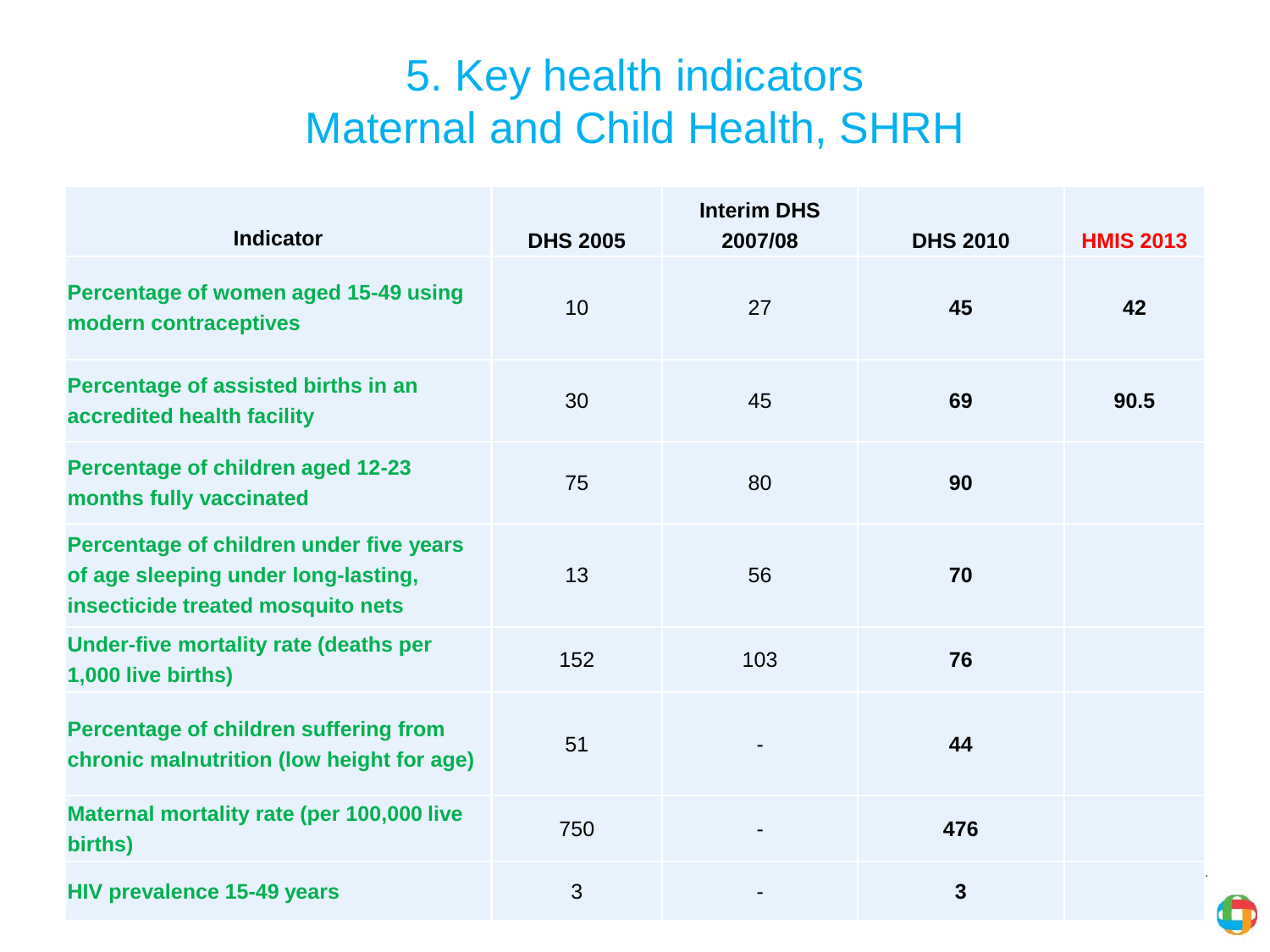# 5. Key health indicators
# Maternal and Child Health, SHRH

| Indicator | DHS 2005 | Interim DHS 2007/08 | DHS 2010 | HMIS 2013 |
|---|---|---|---|---|
| **Percentage of women aged 15-49 using modern contraceptives** | 10 | 27 | **45** | **42** |
| **Percentage of assisted births in an accredited health facility** | 30 | 45 | **69** | **90.5** |
| **Percentage of children aged 12-23 months fully vaccinated** | 75 | 80 | **90** | |
| **Percentage of children under five years of age sleeping under long-lasting, insecticide treated mosquito nets** | 13 | 56 | **70** | |
| **Under-five mortality rate (deaths per 1,000 live births)** | 152 | 103 | **76** | |
| **Percentage of children suffering from chronic malnutrition (low height for age)** | 51 | - | **44** | |
| **Maternal mortality rate (per 100,000 live births)** | 750 | - | **476** | |
| **HIV prevalence 15-49 years** | 3 | - | **3** | |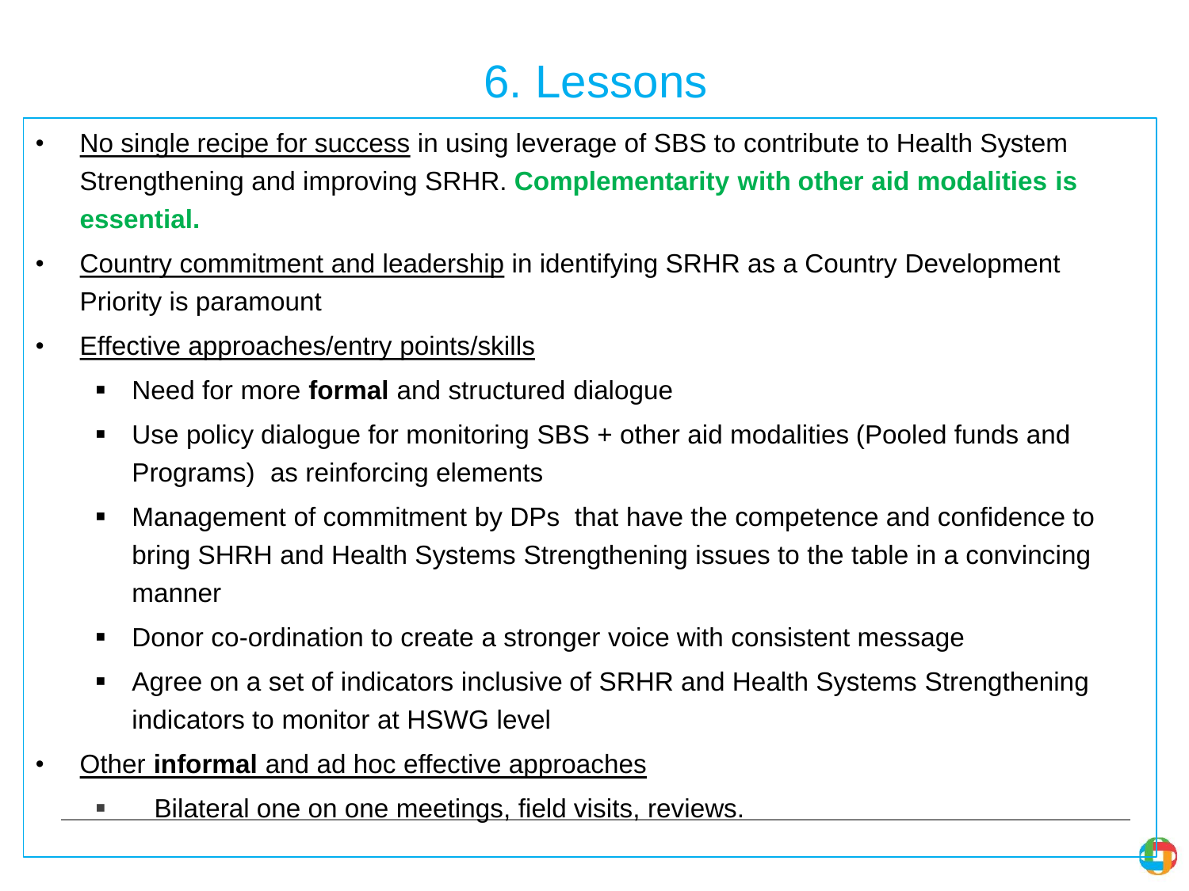# 6. Lessons

- No single recipe for success in using leverage of SBS to contribute to Health System Strengthening and improving SRHR. **Complementarity with other aid modalities is essential.**
- Country commitment and leadership in identifying SRHR as a Country Development Priority is paramount
- Effective approaches/entry points/skills
  - Need for more **formal** and structured dialogue
  - Use policy dialogue for monitoring SBS + other aid modalities (Pooled funds and Programs) as reinforcing elements
  - Management of commitment by DPs that have the competence and confidence to bring SHRH and Health Systems Strengthening issues to the table in a convincing manner
  - Donor co-ordination to create a stronger voice with consistent message
  - Agree on a set of indicators inclusive of SRHR and Health Systems Strengthening indicators to monitor at HSWG level
- Other **informal** and ad hoc effective approaches
  - Bilateral one on one meetings, field visits, reviews.